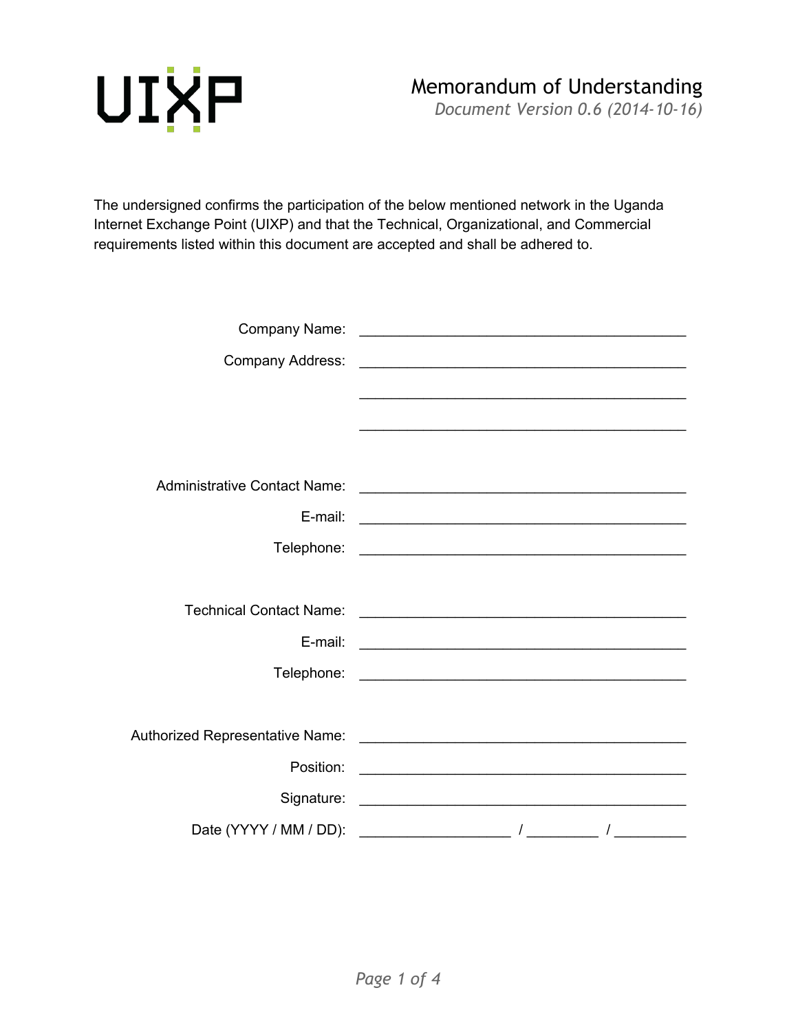UIXP

# Memorandum of Understanding

*Document Version 0.6 (2014-10-16)*

The undersigned confirms the participation of the below mentioned network in the Uganda Internet Exchange Point (UIXP) and that the Technical, Organizational, and Commercial requirements listed within this document are accepted and shall be adhered to.

Company Name: ___________________________________________

Company Address: ___________________________________________

___________________________________________

___________________________________________

Administrative Contact Name: ___________________________________________

E-mail: ___________________________________________

Telephone: ___________________________________________

Technical Contact Name: ___________________________________________

E-mail: ___________________________________________

Telephone: ___________________________________________

Authorized Representative Name: ___________________________________________

Position: ___________________________________________

Signature: ___________________________________________

Date (YYYY / MM / DD): ____________________ / __________ / __________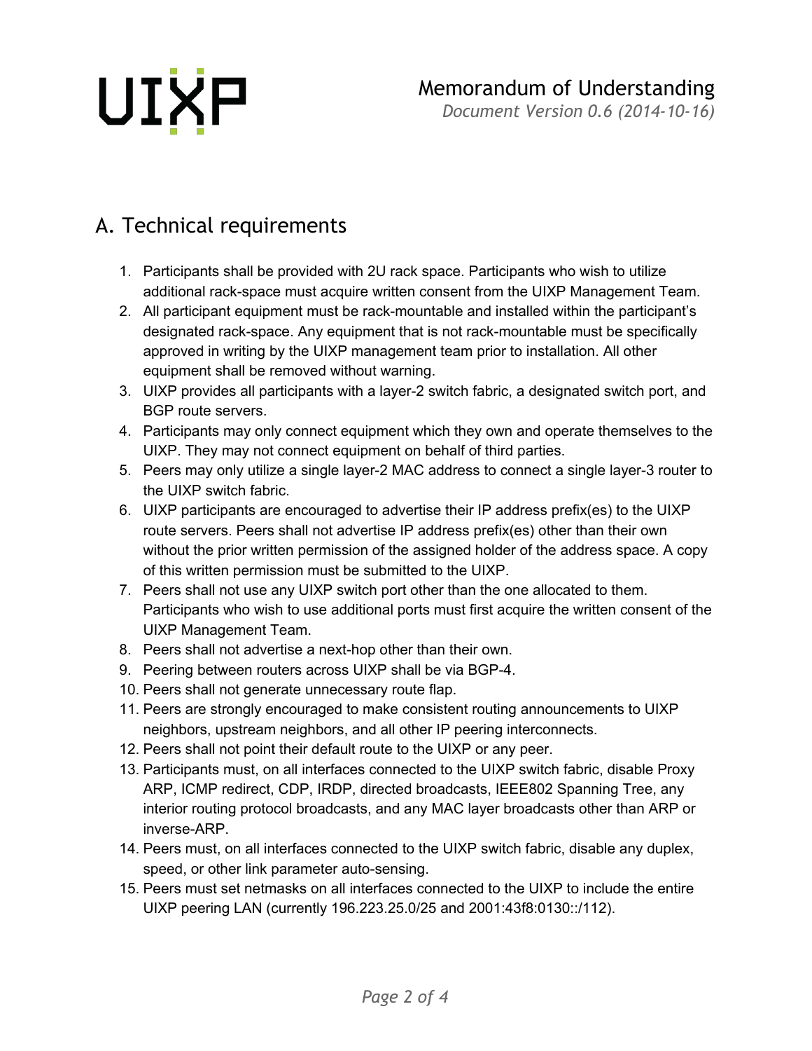## A. Technical requirements

1. Participants shall be provided with 2U rack space. Participants who wish to utilize additional rack-space must acquire written consent from the UIXP Management Team.
2. All participant equipment must be rack-mountable and installed within the participant's designated rack-space. Any equipment that is not rack-mountable must be specifically approved in writing by the UIXP management team prior to installation. All other equipment shall be removed without warning.
3. UIXP provides all participants with a layer-2 switch fabric, a designated switch port, and BGP route servers.
4. Participants may only connect equipment which they own and operate themselves to the UIXP. They may not connect equipment on behalf of third parties.
5. Peers may only utilize a single layer-2 MAC address to connect a single layer-3 router to the UIXP switch fabric.
6. UIXP participants are encouraged to advertise their IP address prefix(es) to the UIXP route servers. Peers shall not advertise IP address prefix(es) other than their own without the prior written permission of the assigned holder of the address space. A copy of this written permission must be submitted to the UIXP.
7. Peers shall not use any UIXP switch port other than the one allocated to them. Participants who wish to use additional ports must first acquire the written consent of the UIXP Management Team.
8. Peers shall not advertise a next-hop other than their own.
9. Peering between routers across UIXP shall be via BGP-4.
10. Peers shall not generate unnecessary route flap.
11. Peers are strongly encouraged to make consistent routing announcements to UIXP neighbors, upstream neighbors, and all other IP peering interconnects.
12. Peers shall not point their default route to the UIXP or any peer.
13. Participants must, on all interfaces connected to the UIXP switch fabric, disable Proxy ARP, ICMP redirect, CDP, IRDP, directed broadcasts, IEEE802 Spanning Tree, any interior routing protocol broadcasts, and any MAC layer broadcasts other than ARP or inverse-ARP.
14. Peers must, on all interfaces connected to the UIXP switch fabric, disable any duplex, speed, or other link parameter auto-sensing.
15. Peers must set netmasks on all interfaces connected to the UIXP to include the entire UIXP peering LAN (currently 196.223.25.0/25 and 2001:43f8:0130::/112).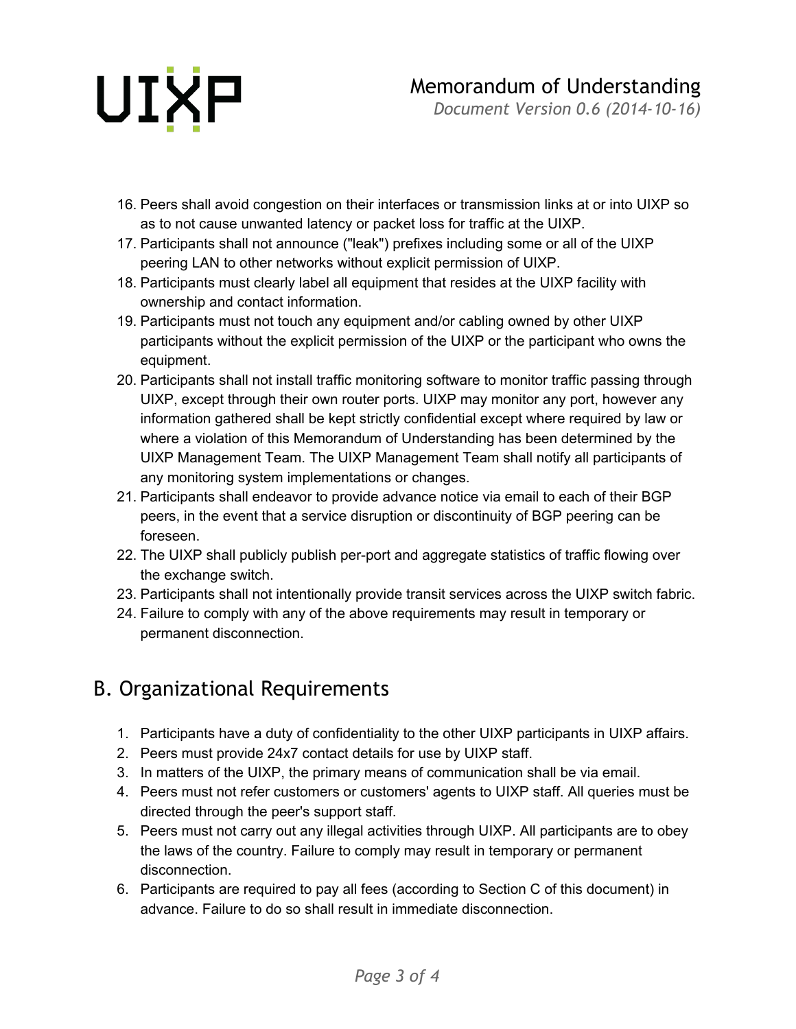16. Peers shall avoid congestion on their interfaces or transmission links at or into UIXP so as to not cause unwanted latency or packet loss for traffic at the UIXP.
17. Participants shall not announce ("leak") prefixes including some or all of the UIXP peering LAN to other networks without explicit permission of UIXP.
18. Participants must clearly label all equipment that resides at the UIXP facility with ownership and contact information.
19. Participants must not touch any equipment and/or cabling owned by other UIXP participants without the explicit permission of the UIXP or the participant who owns the equipment.
20. Participants shall not install traffic monitoring software to monitor traffic passing through UIXP, except through their own router ports. UIXP may monitor any port, however any information gathered shall be kept strictly confidential except where required by law or where a violation of this Memorandum of Understanding has been determined by the UIXP Management Team. The UIXP Management Team shall notify all participants of any monitoring system implementations or changes.
21. Participants shall endeavor to provide advance notice via email to each of their BGP peers, in the event that a service disruption or discontinuity of BGP peering can be foreseen.
22. The UIXP shall publicly publish per-port and aggregate statistics of traffic flowing over the exchange switch.
23. Participants shall not intentionally provide transit services across the UIXP switch fabric.
24. Failure to comply with any of the above requirements may result in temporary or permanent disconnection.

## B. Organizational Requirements

1. Participants have a duty of confidentiality to the other UIXP participants in UIXP affairs.
2. Peers must provide 24x7 contact details for use by UIXP staff.
3. In matters of the UIXP, the primary means of communication shall be via email.
4. Peers must not refer customers or customers' agents to UIXP staff. All queries must be directed through the peer's support staff.
5. Peers must not carry out any illegal activities through UIXP. All participants are to obey the laws of the country. Failure to comply may result in temporary or permanent disconnection.
6. Participants are required to pay all fees (according to Section C of this document) in advance. Failure to do so shall result in immediate disconnection.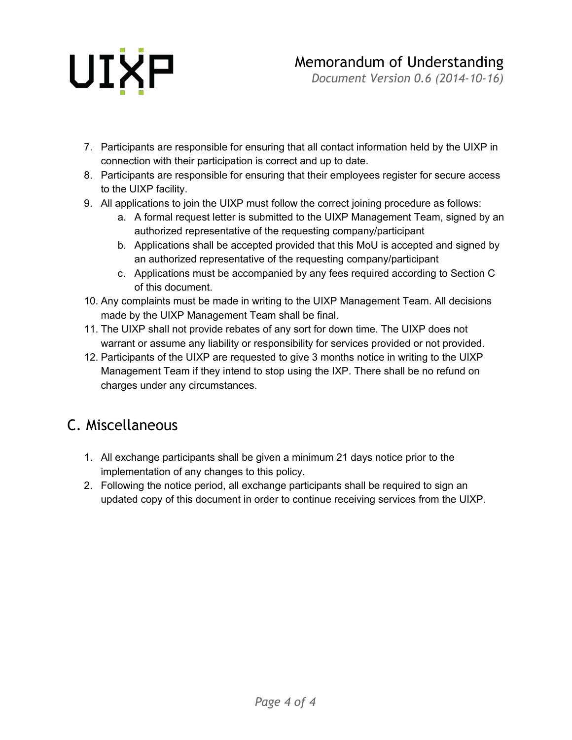7. Participants are responsible for ensuring that all contact information held by the UIXP in connection with their participation is correct and up to date.
8. Participants are responsible for ensuring that their employees register for secure access to the UIXP facility.
9. All applications to join the UIXP must follow the correct joining procedure as follows:
    a. A formal request letter is submitted to the UIXP Management Team, signed by an authorized representative of the requesting company/participant
    b. Applications shall be accepted provided that this MoU is accepted and signed by an authorized representative of the requesting company/participant
    c. Applications must be accompanied by any fees required according to Section C of this document.
10. Any complaints must be made in writing to the UIXP Management Team. All decisions made by the UIXP Management Team shall be final.
11. The UIXP shall not provide rebates of any sort for down time. The UIXP does not warrant or assume any liability or responsibility for services provided or not provided.
12. Participants of the UIXP are requested to give 3 months notice in writing to the UIXP Management Team if they intend to stop using the IXP. There shall be no refund on charges under any circumstances.

## C. Miscellaneous

1. All exchange participants shall be given a minimum 21 days notice prior to the implementation of any changes to this policy.
2. Following the notice period, all exchange participants shall be required to sign an updated copy of this document in order to continue receiving services from the UIXP.